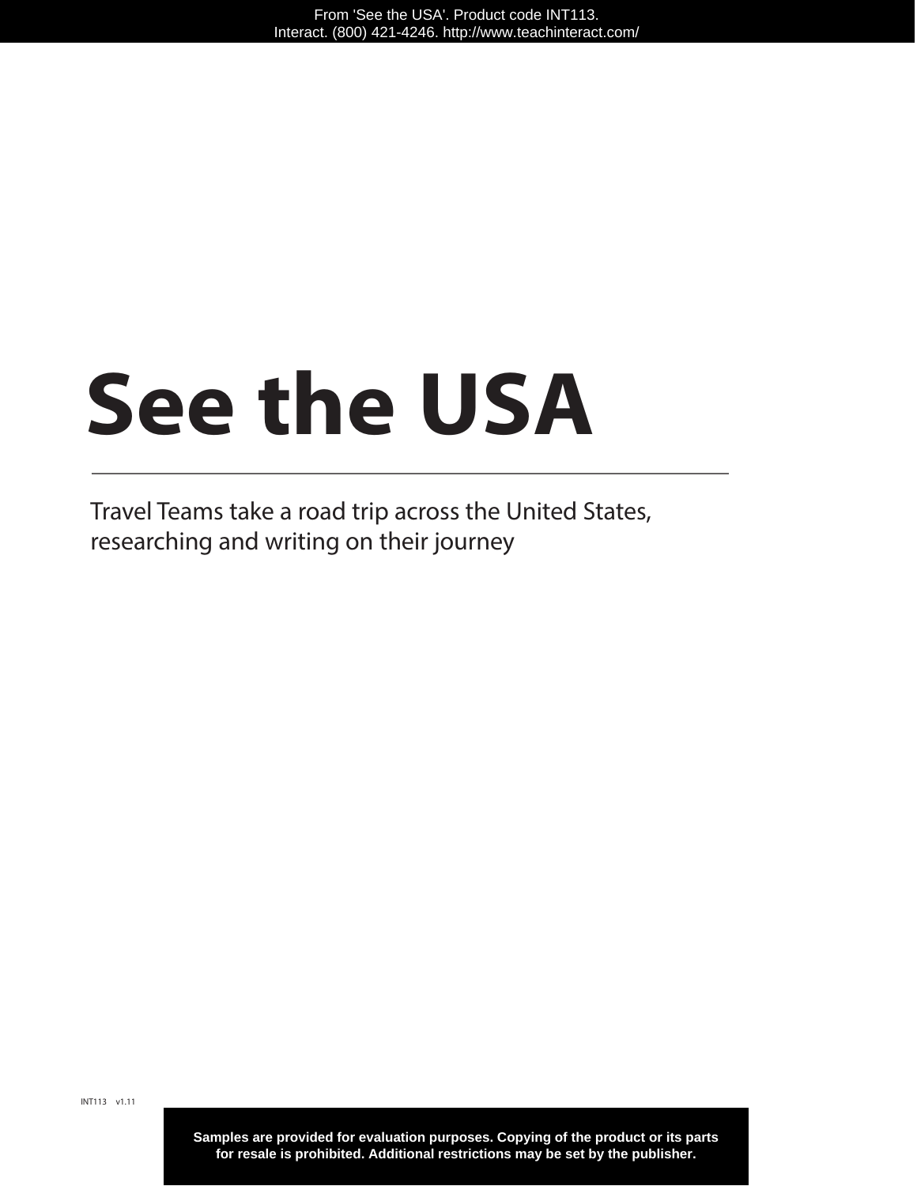# See the USA

Travel Teams take a road trip across the United States, researching and writing on their journey

INT113 v1.11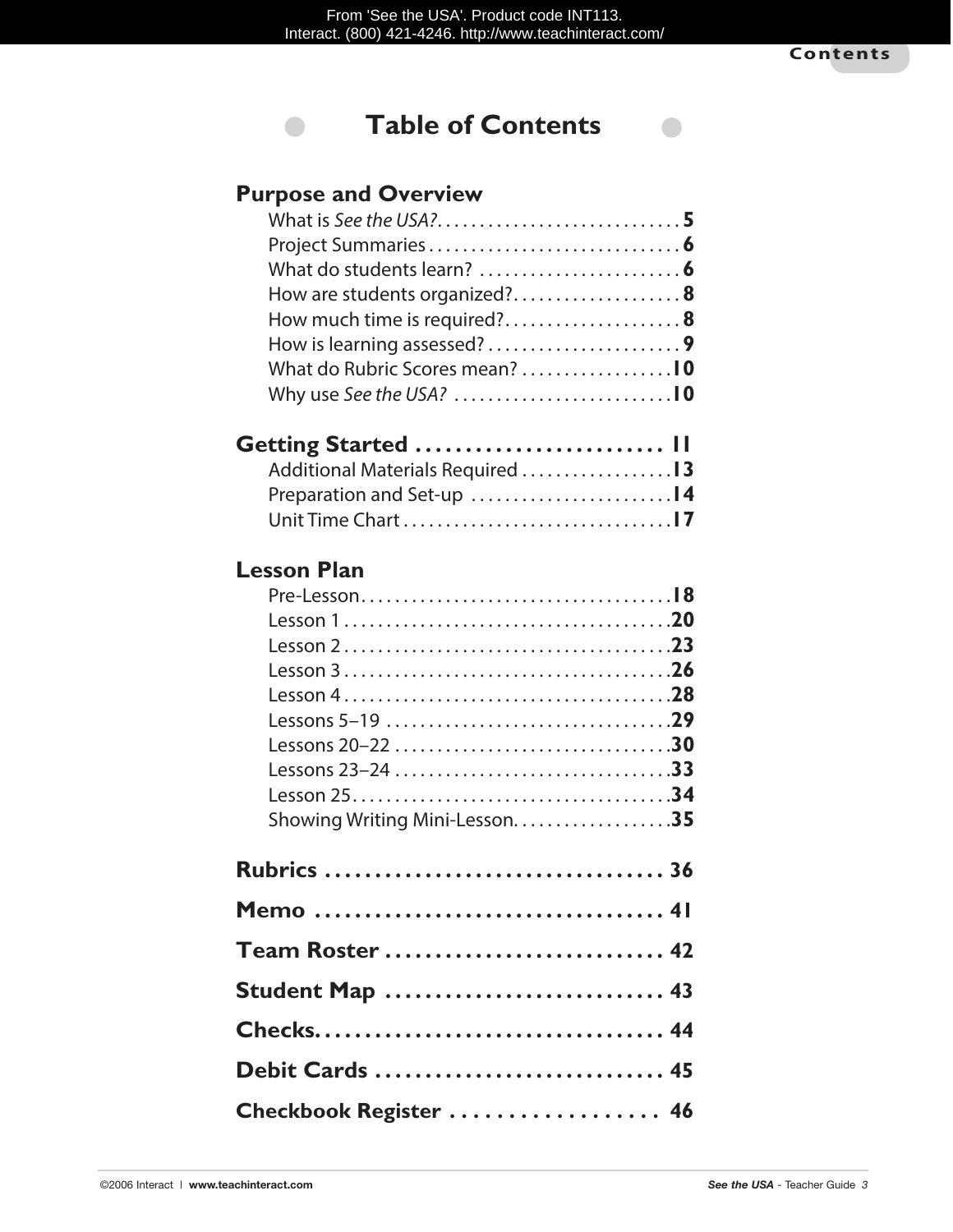# Table of Contents

## Purpose and Overview

- What is *See the USA?* . . . . . . . . . . 5
- Project Summaries . . . . . . . . . . 6
- What do students learn? . . . . . . . . . . 6
- How are students organized? . . . . . . . . . . 8
- How much time is required? . . . . . . . . . . 8
- How is learning assessed? . . . . . . . . . . 9
- What do Rubric Scores mean? . . . . . . . . . . 10
- Why use *See the USA?* . . . . . . . . . . 10

## Getting Started . . . . . . . . . . 11

- Additional Materials Required . . . . . . . . . . 13
- Preparation and Set-up . . . . . . . . . . 14
- Unit Time Chart . . . . . . . . . . 17

## Lesson Plan

- Pre-Lesson . . . . . . . . . . 18
- Lesson 1 . . . . . . . . . . 20
- Lesson 2 . . . . . . . . . . 23
- Lesson 3 . . . . . . . . . . 26
- Lesson 4 . . . . . . . . . . 28
- Lessons 5–19 . . . . . . . . . . 29
- Lessons 20–22 . . . . . . . . . . 30
- Lessons 23–24 . . . . . . . . . . 33
- Lesson 25 . . . . . . . . . . 34
- Showing Writing Mini-Lesson . . . . . . . . . . 35

## Rubrics . . . . . . . . . . 36

## Memo . . . . . . . . . . 41

## Team Roster . . . . . . . . . . 42

## Student Map . . . . . . . . . . 43

## Checks . . . . . . . . . . 44

## Debit Cards . . . . . . . . . . 45

## Checkbook Register . . . . . . . . . . 46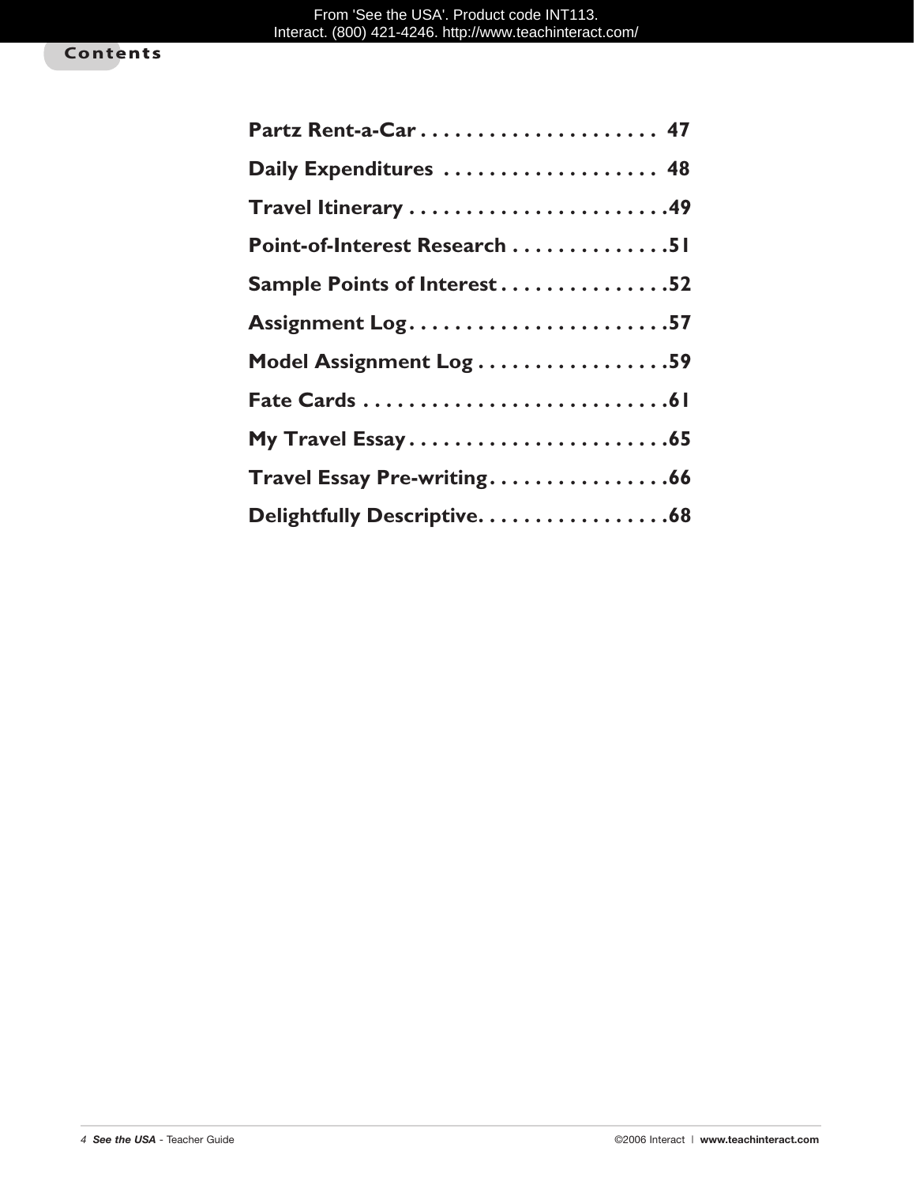## Contents

- **Partz Rent-a-Car** . . . . . . . . . . . . . . . . . . . . . 47
- **Daily Expenditures** . . . . . . . . . . . . . . . . . . . 48
- **Travel Itinerary** . . . . . . . . . . . . . . . . . . . . . . .49
- **Point-of-Interest Research** . . . . . . . . . . . . . .51
- **Sample Points of Interest** . . . . . . . . . . . . . . .52
- **Assignment Log** . . . . . . . . . . . . . . . . . . . . . . .57
- **Model Assignment Log** . . . . . . . . . . . . . . . . .59
- **Fate Cards** . . . . . . . . . . . . . . . . . . . . . . . . . . .61
- **My Travel Essay** . . . . . . . . . . . . . . . . . . . . . . .65
- **Travel Essay Pre-writing** . . . . . . . . . . . . . . . .66
- **Delightfully Descriptive**. . . . . . . . . . . . . . . . .68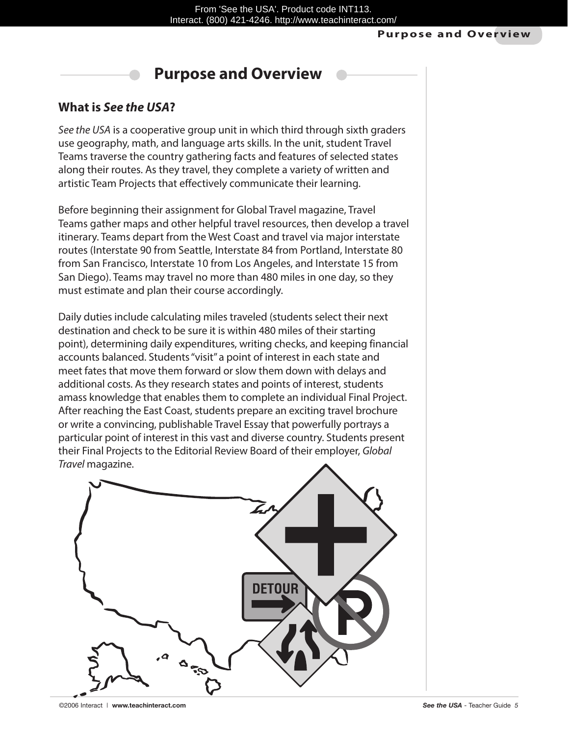# Purpose and Overview

## What is *See the USA*?

*See the USA* is a cooperative group unit in which third through sixth graders use geography, math, and language arts skills. In the unit, student Travel Teams traverse the country gathering facts and features of selected states along their routes. As they travel, they complete a variety of written and artistic Team Projects that effectively communicate their learning.

Before beginning their assignment for Global Travel magazine, Travel Teams gather maps and other helpful travel resources, then develop a travel itinerary. Teams depart from the West Coast and travel via major interstate routes (Interstate 90 from Seattle, Interstate 84 from Portland, Interstate 80 from San Francisco, Interstate 10 from Los Angeles, and Interstate 15 from San Diego). Teams may travel no more than 480 miles in one day, so they must estimate and plan their course accordingly.

Daily duties include calculating miles traveled (students select their next destination and check to be sure it is within 480 miles of their starting point), determining daily expenditures, writing checks, and keeping financial accounts balanced. Students "visit" a point of interest in each state and meet fates that move them forward or slow them down with delays and additional costs. As they research states and points of interest, students amass knowledge that enables them to complete an individual Final Project. After reaching the East Coast, students prepare an exciting travel brochure or write a convincing, publishable Travel Essay that powerfully portrays a particular point of interest in this vast and diverse country. Students present their Final Projects to the Editorial Review Board of their employer, *Global Travel* magazine.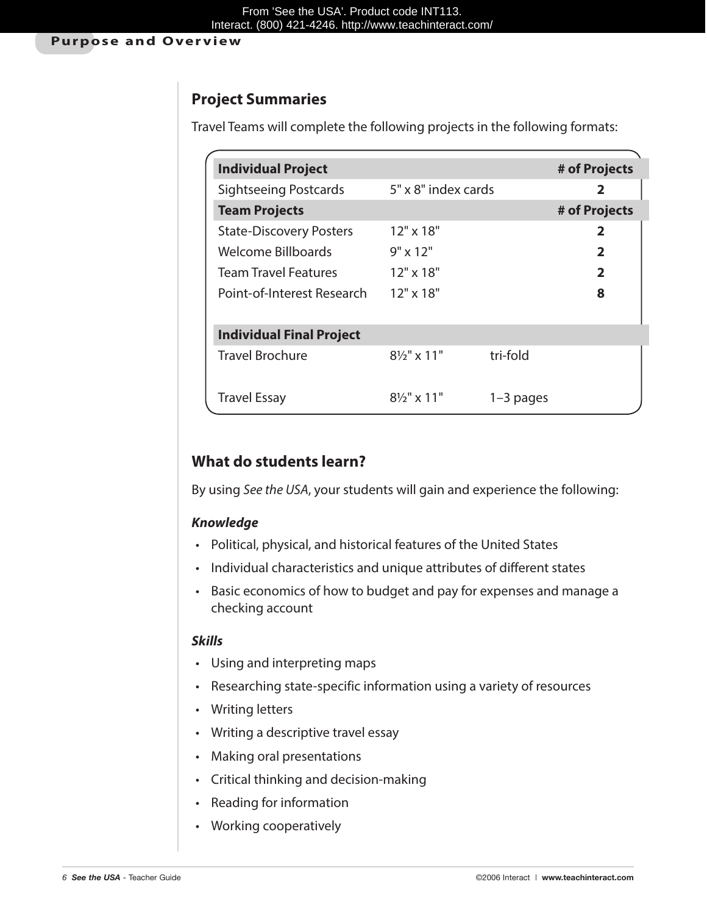## Project Summaries

Travel Teams will complete the following projects in the following formats:

| Individual Project | | | # of Projects |
|---|---|---|---|
| Sightseeing Postcards | 5" x 8" index cards | | 2 |
| **Team Projects** | | | **# of Projects** |
| State-Discovery Posters | 12" x 18" | | 2 |
| Welcome Billboards | 9" x 12" | | 2 |
| Team Travel Features | 12" x 18" | | 2 |
| Point-of-Interest Research | 12" x 18" | | 8 |
| **Individual Final Project** | | | |
| Travel Brochure | 8½" x 11" | tri-fold | |
| Travel Essay | 8½" x 11" | 1–3 pages | |

## What do students learn?

By using *See the USA*, your students will gain and experience the following:

***Knowledge***

- Political, physical, and historical features of the United States
- Individual characteristics and unique attributes of different states
- Basic economics of how to budget and pay for expenses and manage a checking account

***Skills***

- Using and interpreting maps
- Researching state-specific information using a variety of resources
- Writing letters
- Writing a descriptive travel essay
- Making oral presentations
- Critical thinking and decision-making
- Reading for information
- Working cooperatively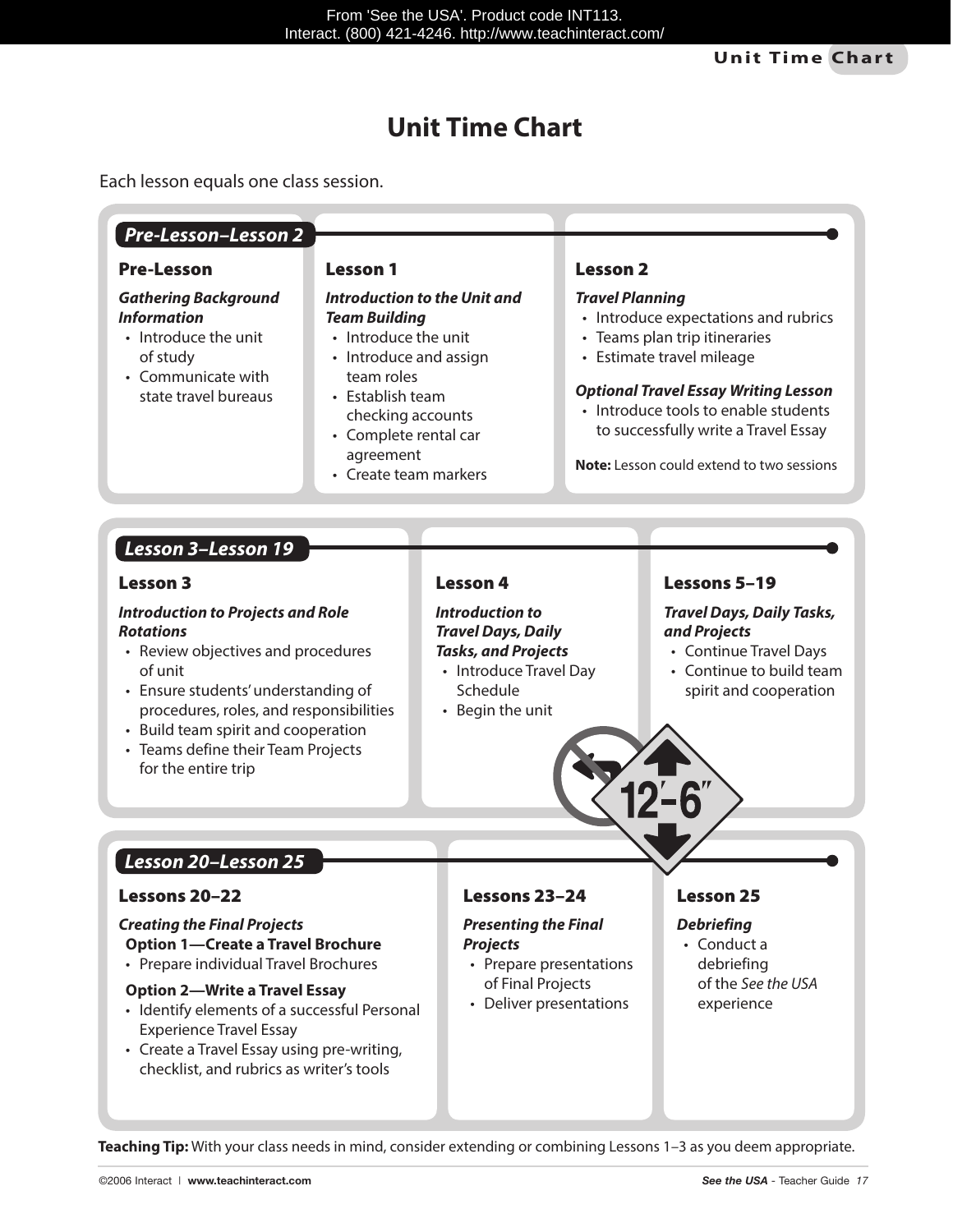# Unit Time Chart

Each lesson equals one class session.

## Pre-Lesson–Lesson 2

### Pre-Lesson

***Gathering Background Information***

- Introduce the unit of study
- Communicate with state travel bureaus

### Lesson 1

***Introduction to the Unit and Team Building***

- Introduce the unit
- Introduce and assign team roles
- Establish team checking accounts
- Complete rental car agreement
- Create team markers

### Lesson 2

***Travel Planning***

- Introduce expectations and rubrics
- Teams plan trip itineraries
- Estimate travel mileage

***Optional Travel Essay Writing Lesson***

- Introduce tools to enable students to successfully write a Travel Essay

**Note:** Lesson could extend to two sessions

## Lesson 3–Lesson 19

### Lesson 3

***Introduction to Projects and Role Rotations***

- Review objectives and procedures of unit
- Ensure students' understanding of procedures, roles, and responsibilities
- Build team spirit and cooperation
- Teams define their Team Projects for the entire trip

### Lesson 4

***Introduction to Travel Days, Daily Tasks, and Projects***

- Introduce Travel Day Schedule
- Begin the unit

### Lessons 5–19

***Travel Days, Daily Tasks, and Projects***

- Continue Travel Days
- Continue to build team spirit and cooperation

## Lesson 20–Lesson 25

### Lessons 20–22

***Creating the Final Projects***

**Option 1—Create a Travel Brochure**

- Prepare individual Travel Brochures

**Option 2—Write a Travel Essay**

- Identify elements of a successful Personal Experience Travel Essay
- Create a Travel Essay using pre-writing, checklist, and rubrics as writer's tools

### Lessons 23–24

***Presenting the Final Projects***

- Prepare presentations of Final Projects
- Deliver presentations

### Lesson 25

***Debriefing***

- Conduct a debriefing of the *See the USA* experience

**Teaching Tip:** With your class needs in mind, consider extending or combining Lessons 1–3 as you deem appropriate.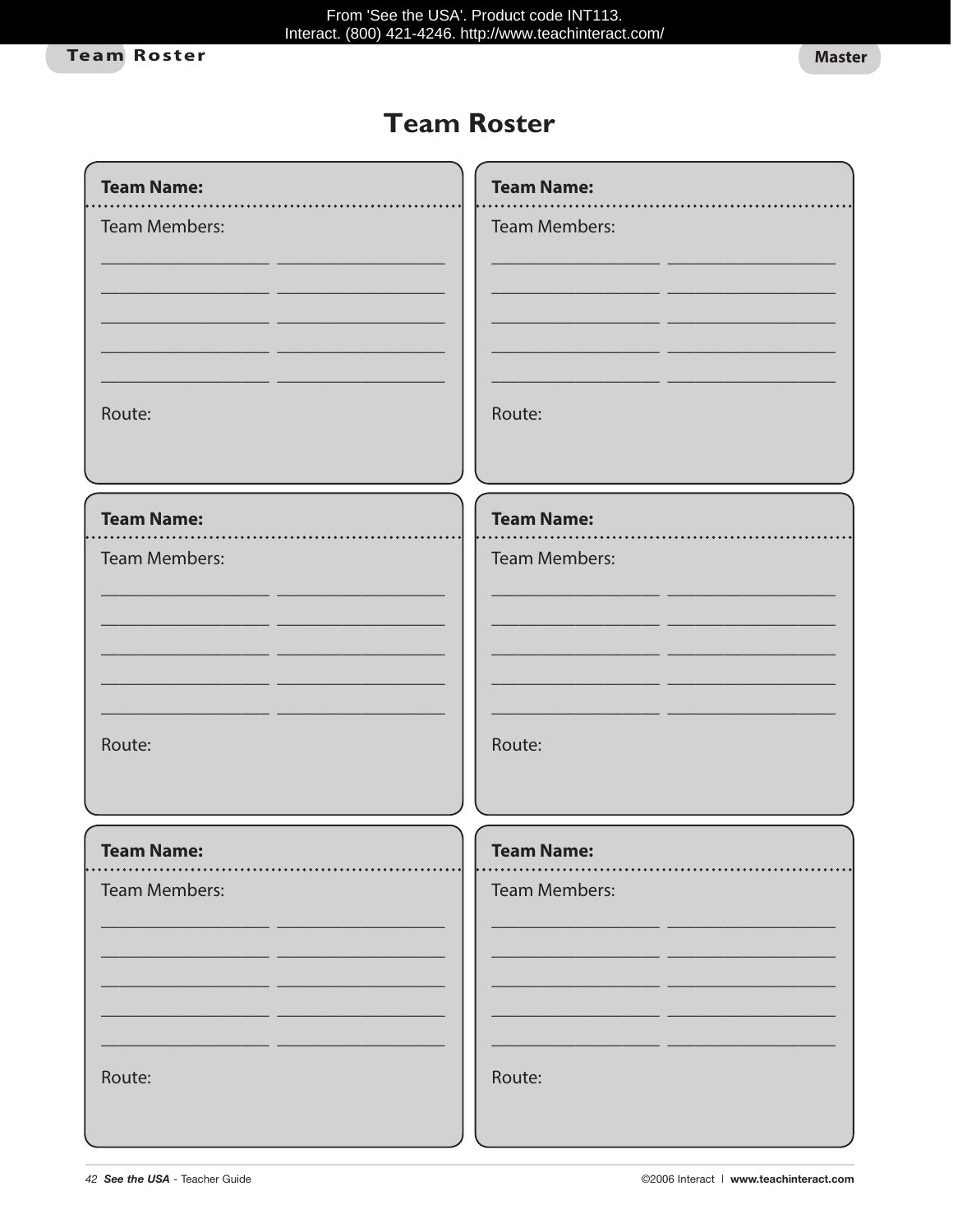# Team Roster

**Team Name:**

Team Members:

_________________ _________________

_________________ _________________

_________________ _________________

_________________ _________________

_________________ _________________

Route:

**Team Name:**

Team Members:

_________________ _________________

_________________ _________________

_________________ _________________

_________________ _________________

_________________ _________________

Route:

**Team Name:**

Team Members:

_________________ _________________

_________________ _________________

_________________ _________________

_________________ _________________

_________________ _________________

Route:

**Team Name:**

Team Members:

_________________ _________________

_________________ _________________

_________________ _________________

_________________ _________________

_________________ _________________

Route:

**Team Name:**

Team Members:

_________________ _________________

_________________ _________________

_________________ _________________

_________________ _________________

_________________ _________________

Route:

**Team Name:**

Team Members:

_________________ _________________

_________________ _________________

_________________ _________________

_________________ _________________

_________________ _________________

Route: